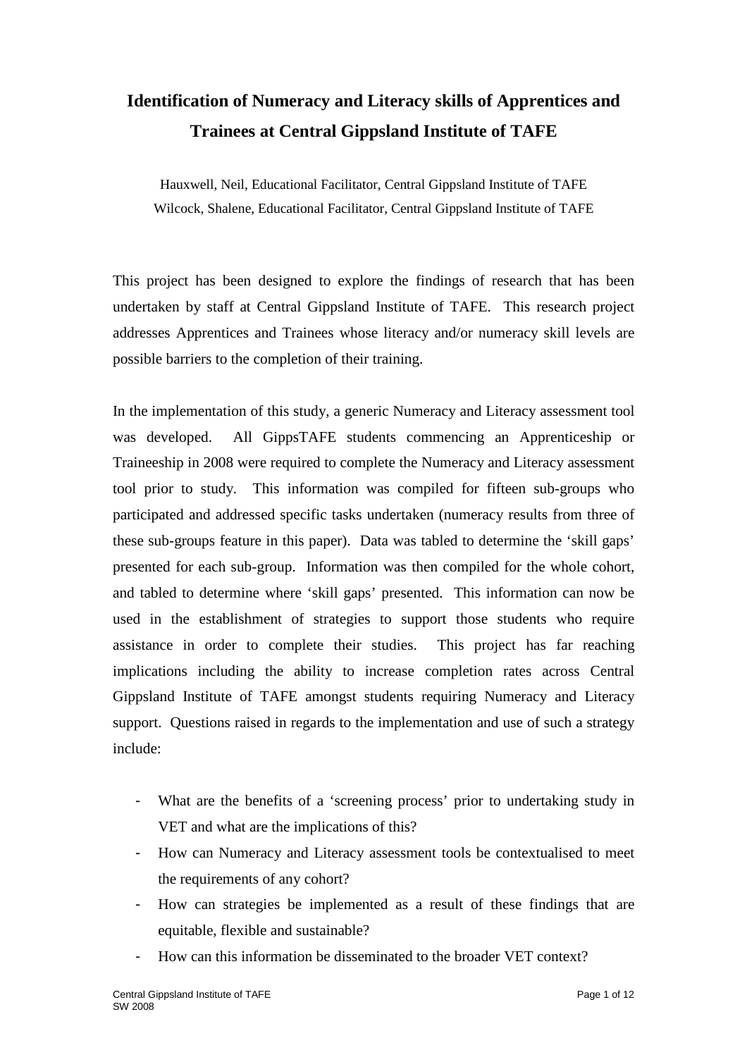# Identification of Numeracy and Literacy skills of Apprentices and Trainees at Central Gippsland Institute of TAFE

Hauxwell, Neil, Educational Facilitator, Central Gippsland Institute of TAFE
Wilcock, Shalene, Educational Facilitator, Central Gippsland Institute of TAFE

This project has been designed to explore the findings of research that has been undertaken by staff at Central Gippsland Institute of TAFE. This research project addresses Apprentices and Trainees whose literacy and/or numeracy skill levels are possible barriers to the completion of their training.

In the implementation of this study, a generic Numeracy and Literacy assessment tool was developed. All GippsTAFE students commencing an Apprenticeship or Traineeship in 2008 were required to complete the Numeracy and Literacy assessment tool prior to study. This information was compiled for fifteen sub-groups who participated and addressed specific tasks undertaken (numeracy results from three of these sub-groups feature in this paper). Data was tabled to determine the 'skill gaps' presented for each sub-group. Information was then compiled for the whole cohort, and tabled to determine where 'skill gaps' presented. This information can now be used in the establishment of strategies to support those students who require assistance in order to complete their studies. This project has far reaching implications including the ability to increase completion rates across Central Gippsland Institute of TAFE amongst students requiring Numeracy and Literacy support. Questions raised in regards to the implementation and use of such a strategy include:

- What are the benefits of a 'screening process' prior to undertaking study in VET and what are the implications of this?
- How can Numeracy and Literacy assessment tools be contextualised to meet the requirements of any cohort?
- How can strategies be implemented as a result of these findings that are equitable, flexible and sustainable?
- How can this information be disseminated to the broader VET context?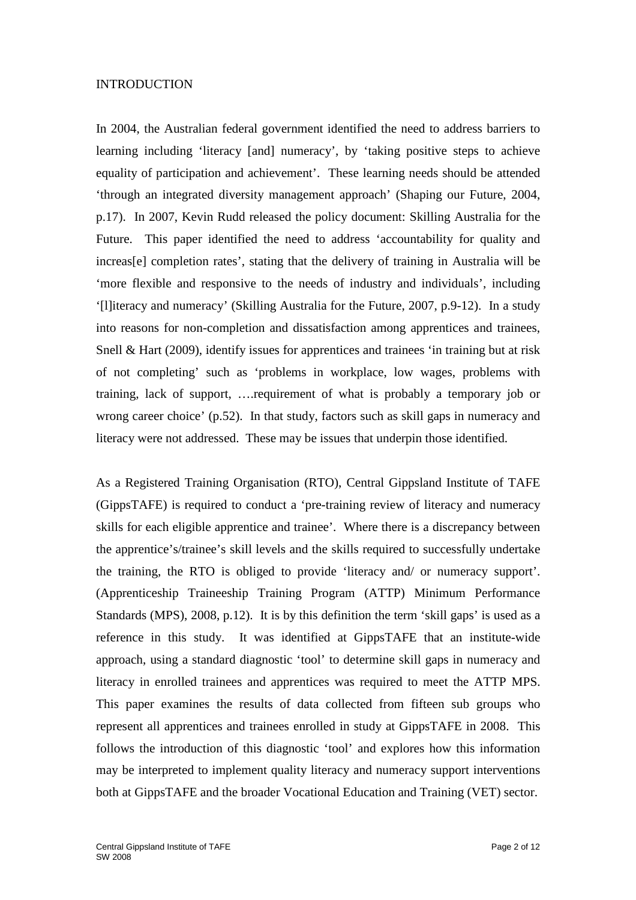# INTRODUCTION

In 2004, the Australian federal government identified the need to address barriers to learning including 'literacy [and] numeracy', by 'taking positive steps to achieve equality of participation and achievement'. These learning needs should be attended 'through an integrated diversity management approach' (Shaping our Future, 2004, p.17). In 2007, Kevin Rudd released the policy document: Skilling Australia for the Future. This paper identified the need to address 'accountability for quality and increas[e] completion rates', stating that the delivery of training in Australia will be 'more flexible and responsive to the needs of industry and individuals', including '[l]iteracy and numeracy' (Skilling Australia for the Future, 2007, p.9-12). In a study into reasons for non-completion and dissatisfaction among apprentices and trainees, Snell & Hart (2009), identify issues for apprentices and trainees 'in training but at risk of not completing' such as 'problems in workplace, low wages, problems with training, lack of support, ….requirement of what is probably a temporary job or wrong career choice' (p.52). In that study, factors such as skill gaps in numeracy and literacy were not addressed. These may be issues that underpin those identified.

As a Registered Training Organisation (RTO), Central Gippsland Institute of TAFE (GippsTAFE) is required to conduct a 'pre-training review of literacy and numeracy skills for each eligible apprentice and trainee'. Where there is a discrepancy between the apprentice's/trainee's skill levels and the skills required to successfully undertake the training, the RTO is obliged to provide 'literacy and/ or numeracy support'. (Apprenticeship Traineeship Training Program (ATTP) Minimum Performance Standards (MPS), 2008, p.12). It is by this definition the term 'skill gaps' is used as a reference in this study. It was identified at GippsTAFE that an institute-wide approach, using a standard diagnostic 'tool' to determine skill gaps in numeracy and literacy in enrolled trainees and apprentices was required to meet the ATTP MPS. This paper examines the results of data collected from fifteen sub groups who represent all apprentices and trainees enrolled in study at GippsTAFE in 2008. This follows the introduction of this diagnostic 'tool' and explores how this information may be interpreted to implement quality literacy and numeracy support interventions both at GippsTAFE and the broader Vocational Education and Training (VET) sector.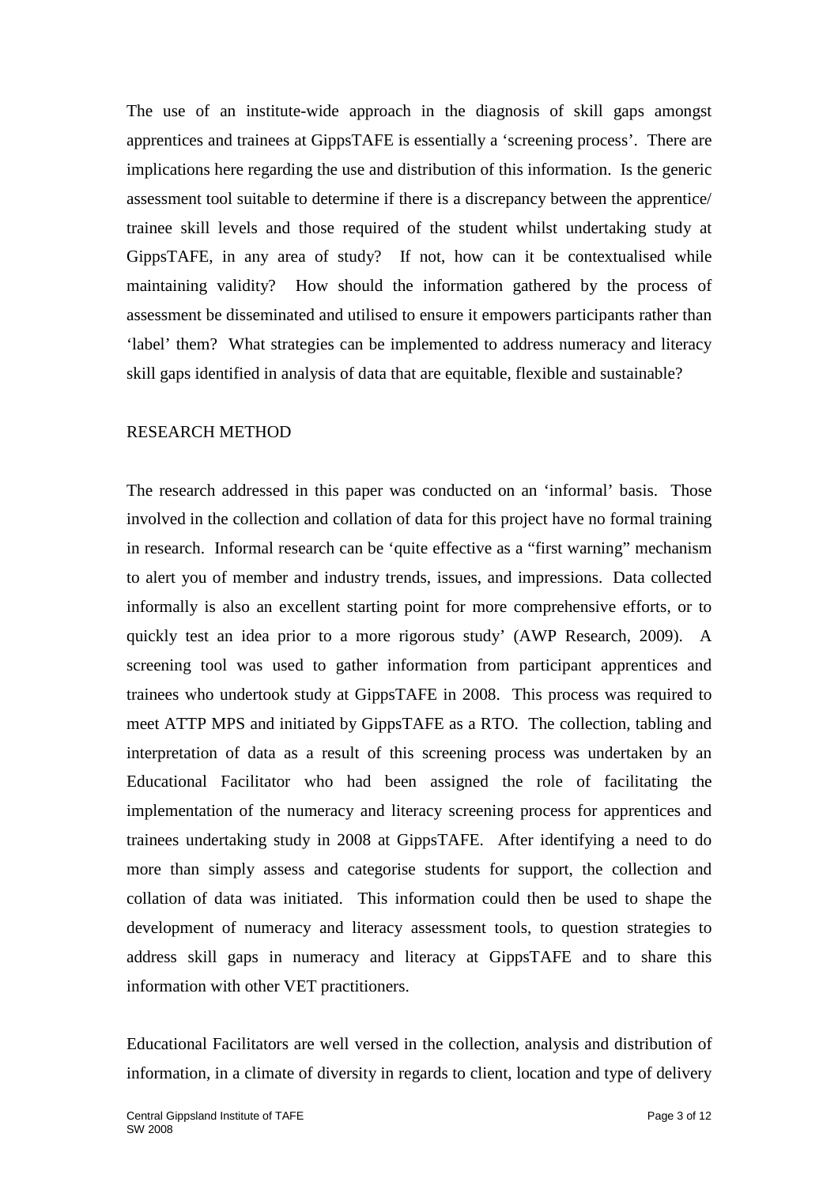The use of an institute-wide approach in the diagnosis of skill gaps amongst apprentices and trainees at GippsTAFE is essentially a 'screening process'. There are implications here regarding the use and distribution of this information. Is the generic assessment tool suitable to determine if there is a discrepancy between the apprentice/ trainee skill levels and those required of the student whilst undertaking study at GippsTAFE, in any area of study? If not, how can it be contextualised while maintaining validity? How should the information gathered by the process of assessment be disseminated and utilised to ensure it empowers participants rather than 'label' them? What strategies can be implemented to address numeracy and literacy skill gaps identified in analysis of data that are equitable, flexible and sustainable?

## RESEARCH METHOD

The research addressed in this paper was conducted on an 'informal' basis. Those involved in the collection and collation of data for this project have no formal training in research. Informal research can be 'quite effective as a "first warning" mechanism to alert you of member and industry trends, issues, and impressions. Data collected informally is also an excellent starting point for more comprehensive efforts, or to quickly test an idea prior to a more rigorous study' (AWP Research, 2009). A screening tool was used to gather information from participant apprentices and trainees who undertook study at GippsTAFE in 2008. This process was required to meet ATTP MPS and initiated by GippsTAFE as a RTO. The collection, tabling and interpretation of data as a result of this screening process was undertaken by an Educational Facilitator who had been assigned the role of facilitating the implementation of the numeracy and literacy screening process for apprentices and trainees undertaking study in 2008 at GippsTAFE. After identifying a need to do more than simply assess and categorise students for support, the collection and collation of data was initiated. This information could then be used to shape the development of numeracy and literacy assessment tools, to question strategies to address skill gaps in numeracy and literacy at GippsTAFE and to share this information with other VET practitioners.

Educational Facilitators are well versed in the collection, analysis and distribution of information, in a climate of diversity in regards to client, location and type of delivery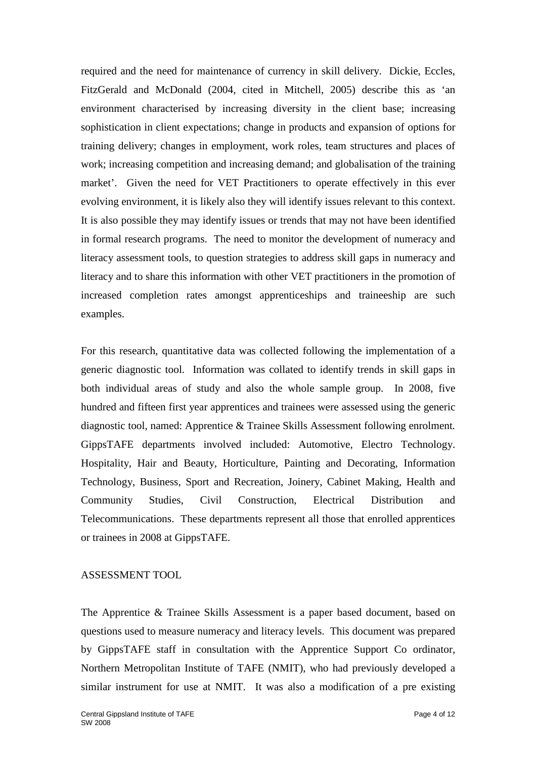required and the need for maintenance of currency in skill delivery. Dickie, Eccles, FitzGerald and McDonald (2004, cited in Mitchell, 2005) describe this as 'an environment characterised by increasing diversity in the client base; increasing sophistication in client expectations; change in products and expansion of options for training delivery; changes in employment, work roles, team structures and places of work; increasing competition and increasing demand; and globalisation of the training market'. Given the need for VET Practitioners to operate effectively in this ever evolving environment, it is likely also they will identify issues relevant to this context. It is also possible they may identify issues or trends that may not have been identified in formal research programs. The need to monitor the development of numeracy and literacy assessment tools, to question strategies to address skill gaps in numeracy and literacy and to share this information with other VET practitioners in the promotion of increased completion rates amongst apprenticeships and traineeship are such examples.

For this research, quantitative data was collected following the implementation of a generic diagnostic tool. Information was collated to identify trends in skill gaps in both individual areas of study and also the whole sample group. In 2008, five hundred and fifteen first year apprentices and trainees were assessed using the generic diagnostic tool, named: Apprentice & Trainee Skills Assessment following enrolment. GippsTAFE departments involved included: Automotive, Electro Technology. Hospitality, Hair and Beauty, Horticulture, Painting and Decorating, Information Technology, Business, Sport and Recreation, Joinery, Cabinet Making, Health and Community Studies, Civil Construction, Electrical Distribution and Telecommunications. These departments represent all those that enrolled apprentices or trainees in 2008 at GippsTAFE.

## ASSESSMENT TOOL

The Apprentice & Trainee Skills Assessment is a paper based document, based on questions used to measure numeracy and literacy levels. This document was prepared by GippsTAFE staff in consultation with the Apprentice Support Co ordinator, Northern Metropolitan Institute of TAFE (NMIT), who had previously developed a similar instrument for use at NMIT. It was also a modification of a pre existing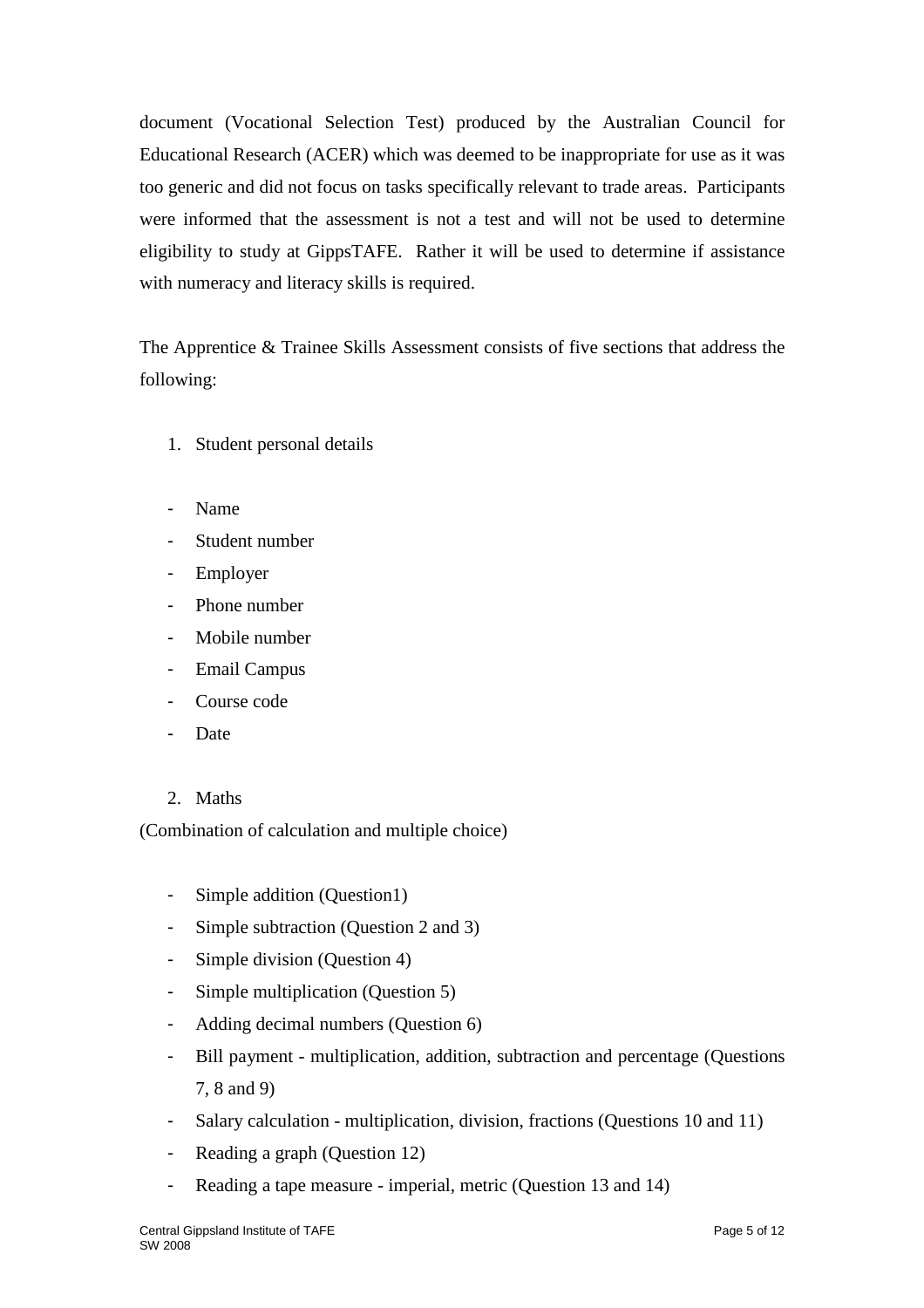document (Vocational Selection Test) produced by the Australian Council for Educational Research (ACER) which was deemed to be inappropriate for use as it was too generic and did not focus on tasks specifically relevant to trade areas. Participants were informed that the assessment is not a test and will not be used to determine eligibility to study at GippsTAFE. Rather it will be used to determine if assistance with numeracy and literacy skills is required.

The Apprentice & Trainee Skills Assessment consists of five sections that address the following:

1. Student personal details

- Name
- Student number
- Employer
- Phone number
- Mobile number
- Email Campus
- Course code
- Date

2. Maths

(Combination of calculation and multiple choice)

- Simple addition (Question1)
- Simple subtraction (Question 2 and 3)
- Simple division (Question 4)
- Simple multiplication (Question 5)
- Adding decimal numbers (Question 6)
- Bill payment - multiplication, addition, subtraction and percentage (Questions 7, 8 and 9)
- Salary calculation - multiplication, division, fractions (Questions 10 and 11)
- Reading a graph (Question 12)
- Reading a tape measure - imperial, metric (Question 13 and 14)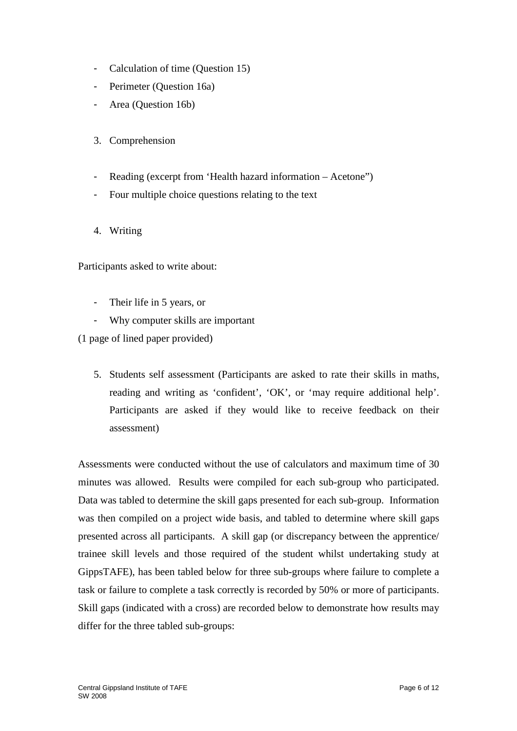- Calculation of time (Question 15)
- Perimeter (Question 16a)
- Area (Question 16b)

3. Comprehension

- Reading (excerpt from 'Health hazard information – Acetone")
- Four multiple choice questions relating to the text

4. Writing

Participants asked to write about:

- Their life in 5 years, or
- Why computer skills are important

(1 page of lined paper provided)

5. Students self assessment (Participants are asked to rate their skills in maths, reading and writing as 'confident', 'OK', or 'may require additional help'. Participants are asked if they would like to receive feedback on their assessment)

Assessments were conducted without the use of calculators and maximum time of 30 minutes was allowed. Results were compiled for each sub-group who participated. Data was tabled to determine the skill gaps presented for each sub-group. Information was then compiled on a project wide basis, and tabled to determine where skill gaps presented across all participants. A skill gap (or discrepancy between the apprentice/ trainee skill levels and those required of the student whilst undertaking study at GippsTAFE), has been tabled below for three sub-groups where failure to complete a task or failure to complete a task correctly is recorded by 50% or more of participants. Skill gaps (indicated with a cross) are recorded below to demonstrate how results may differ for the three tabled sub-groups: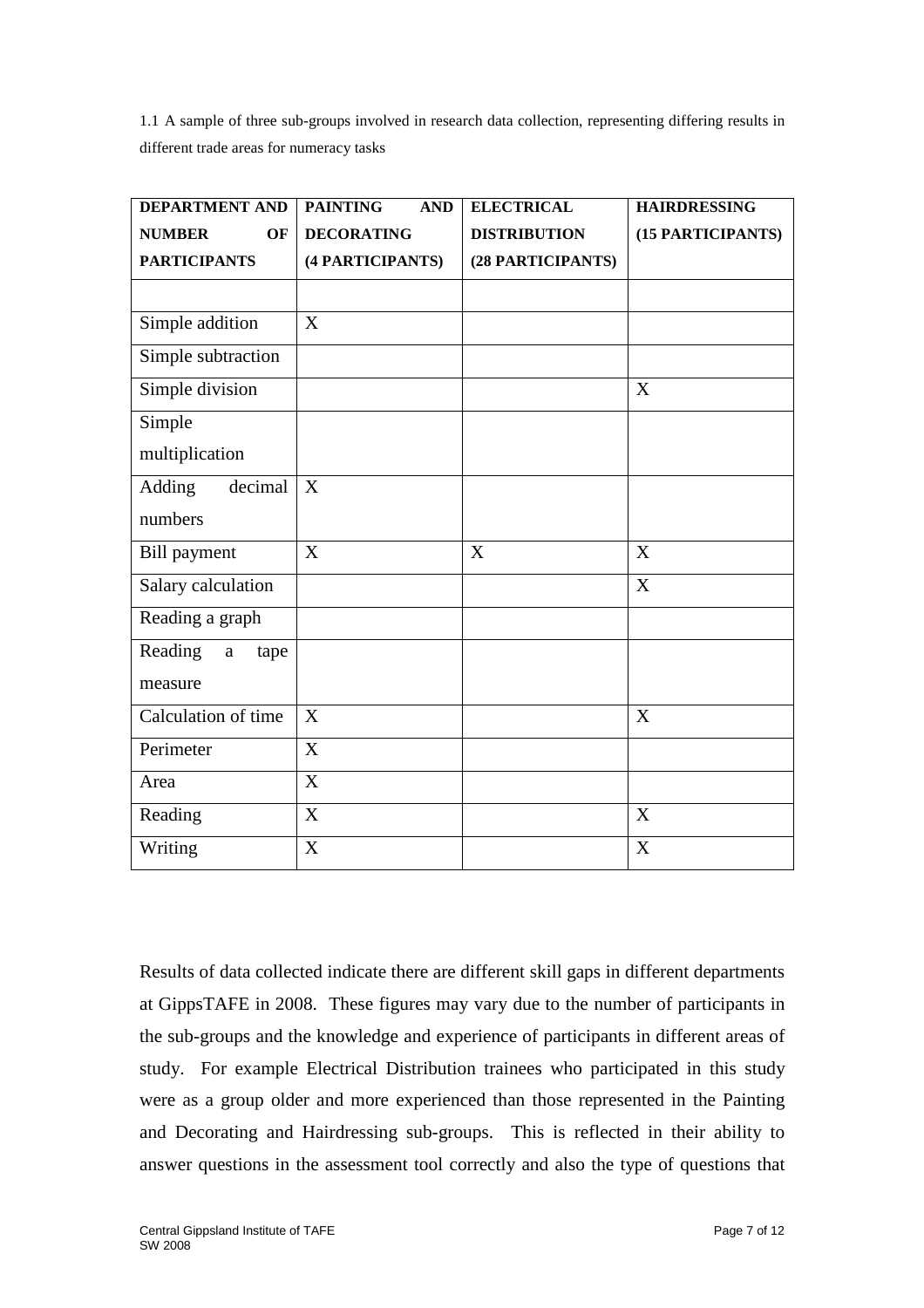1.1 A sample of three sub-groups involved in research data collection, representing differing results in different trade areas for numeracy tasks

| **DEPARTMENT AND NUMBER OF PARTICIPANTS** | **PAINTING AND DECORATING (4 PARTICIPANTS)** | **ELECTRICAL DISTRIBUTION (28 PARTICIPANTS)** | **HAIRDRESSING (15 PARTICIPANTS)** |
|---|---|---|---|
| | | | |
| Simple addition | X | | |
| Simple subtraction | | | |
| Simple division | | | X |
| Simple multiplication | | | |
| Adding decimal numbers | X | | |
| Bill payment | X | X | X |
| Salary calculation | | | X |
| Reading a graph | | | |
| Reading a tape measure | | | |
| Calculation of time | X | | X |
| Perimeter | X | | |
| Area | X | | |
| Reading | X | | X |
| Writing | X | | X |

Results of data collected indicate there are different skill gaps in different departments at GippsTAFE in 2008. These figures may vary due to the number of participants in the sub-groups and the knowledge and experience of participants in different areas of study. For example Electrical Distribution trainees who participated in this study were as a group older and more experienced than those represented in the Painting and Decorating and Hairdressing sub-groups. This is reflected in their ability to answer questions in the assessment tool correctly and also the type of questions that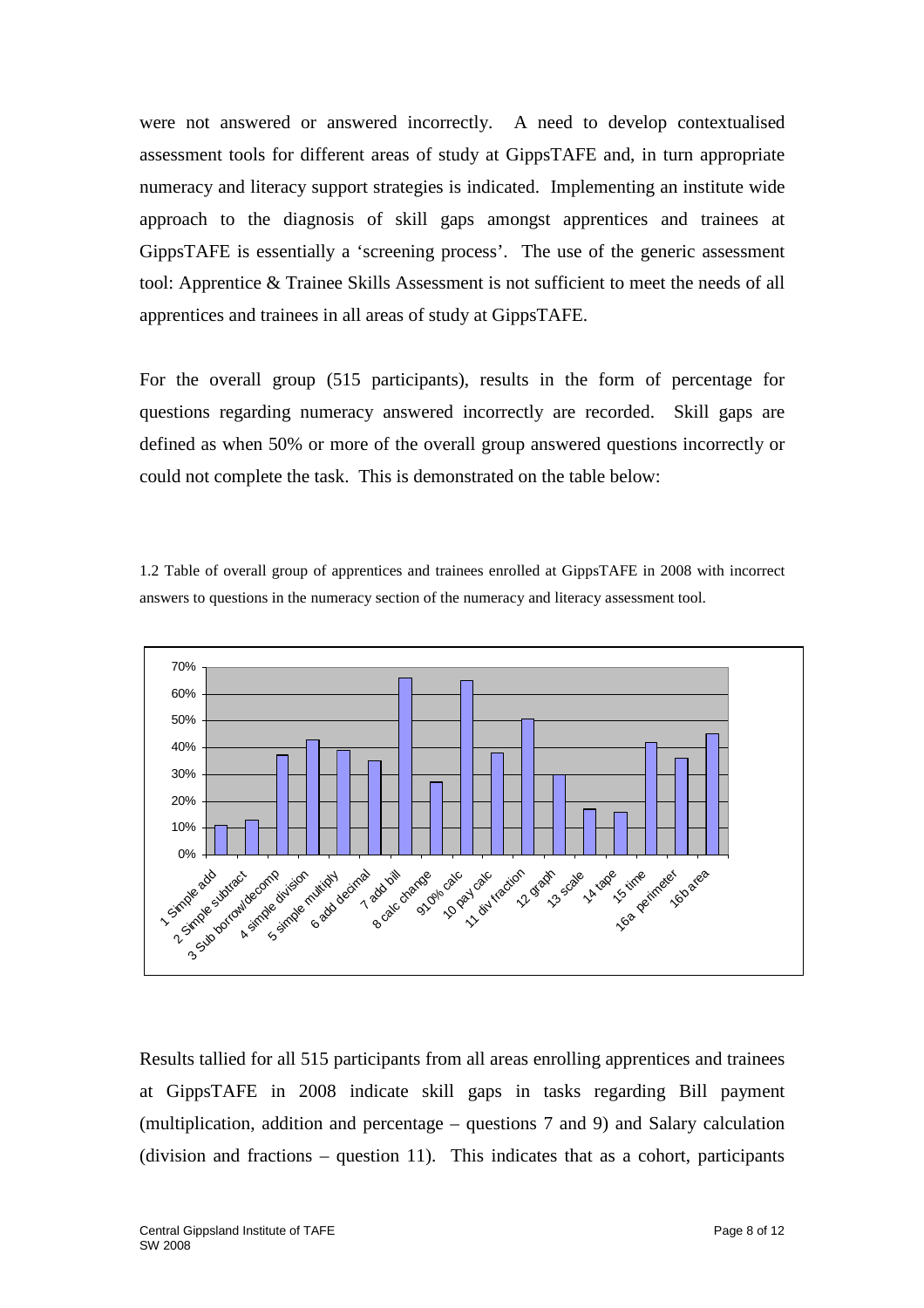were not answered or answered incorrectly. A need to develop contextualised assessment tools for different areas of study at GippsTAFE and, in turn appropriate numeracy and literacy support strategies is indicated. Implementing an institute wide approach to the diagnosis of skill gaps amongst apprentices and trainees at GippsTAFE is essentially a 'screening process'. The use of the generic assessment tool: Apprentice & Trainee Skills Assessment is not sufficient to meet the needs of all apprentices and trainees in all areas of study at GippsTAFE.

For the overall group (515 participants), results in the form of percentage for questions regarding numeracy answered incorrectly are recorded. Skill gaps are defined as when 50% or more of the overall group answered questions incorrectly or could not complete the task. This is demonstrated on the table below:

1.2 Table of overall group of apprentices and trainees enrolled at GippsTAFE in 2008 with incorrect answers to questions in the numeracy section of the numeracy and literacy assessment tool.

| Question | Incorrect (%) |
|---|---|
| 1 Simple add | 11% |
| 2 Simple subtract | 13% |
| 3 Sub borrow/decomp | 37% |
| 4 simple division | 43% |
| 5 simple multiply | 39% |
| 6 add decimal | 35% |
| 7 add bill | 66% |
| 8 calc change | 27% |
| 9 10% calc | 65% |
| 10 pay calc | 38% |
| 11 div fraction | 51% |
| 12 graph | 30% |
| 13 scale | 17% |
| 14 tape | 16% |
| 15 time | 42% |
| 16a perimeter | 36% |
| 16b area | 45% |

Results tallied for all 515 participants from all areas enrolling apprentices and trainees at GippsTAFE in 2008 indicate skill gaps in tasks regarding Bill payment (multiplication, addition and percentage – questions 7 and 9) and Salary calculation (division and fractions – question 11). This indicates that as a cohort, participants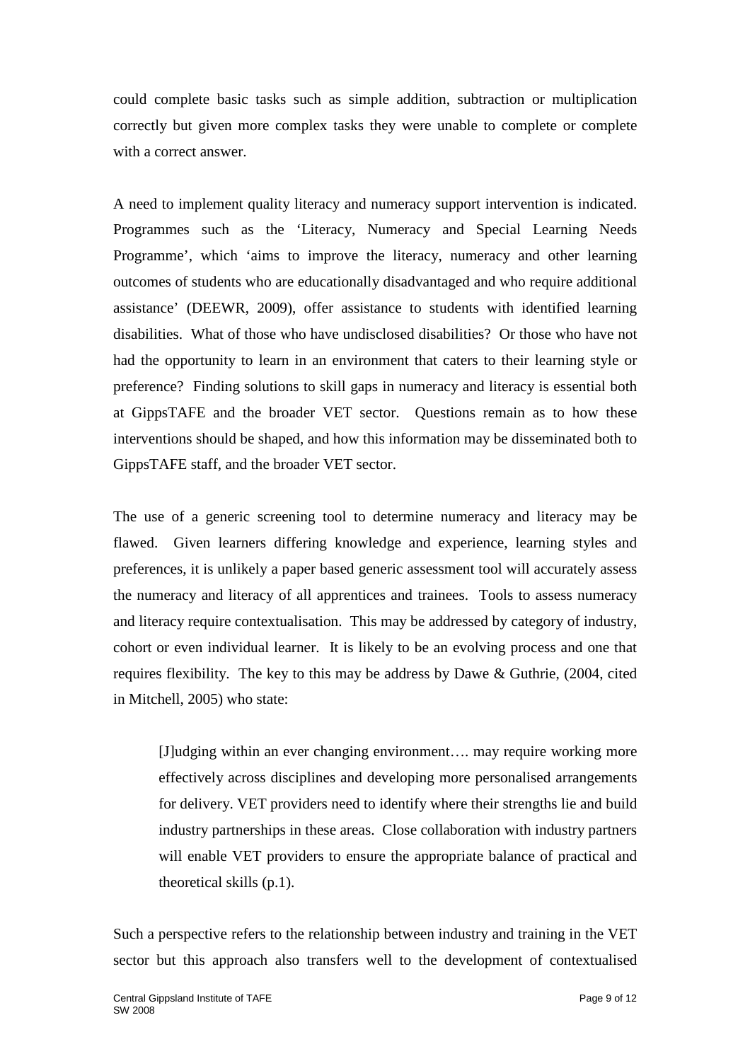could complete basic tasks such as simple addition, subtraction or multiplication correctly but given more complex tasks they were unable to complete or complete with a correct answer.

A need to implement quality literacy and numeracy support intervention is indicated. Programmes such as the 'Literacy, Numeracy and Special Learning Needs Programme', which 'aims to improve the literacy, numeracy and other learning outcomes of students who are educationally disadvantaged and who require additional assistance' (DEEWR, 2009), offer assistance to students with identified learning disabilities. What of those who have undisclosed disabilities? Or those who have not had the opportunity to learn in an environment that caters to their learning style or preference? Finding solutions to skill gaps in numeracy and literacy is essential both at GippsTAFE and the broader VET sector. Questions remain as to how these interventions should be shaped, and how this information may be disseminated both to GippsTAFE staff, and the broader VET sector.

The use of a generic screening tool to determine numeracy and literacy may be flawed. Given learners differing knowledge and experience, learning styles and preferences, it is unlikely a paper based generic assessment tool will accurately assess the numeracy and literacy of all apprentices and trainees. Tools to assess numeracy and literacy require contextualisation. This may be addressed by category of industry, cohort or even individual learner. It is likely to be an evolving process and one that requires flexibility. The key to this may be address by Dawe & Guthrie, (2004, cited in Mitchell, 2005) who state:

> [J]udging within an ever changing environment…. may require working more effectively across disciplines and developing more personalised arrangements for delivery. VET providers need to identify where their strengths lie and build industry partnerships in these areas. Close collaboration with industry partners will enable VET providers to ensure the appropriate balance of practical and theoretical skills (p.1).

Such a perspective refers to the relationship between industry and training in the VET sector but this approach also transfers well to the development of contextualised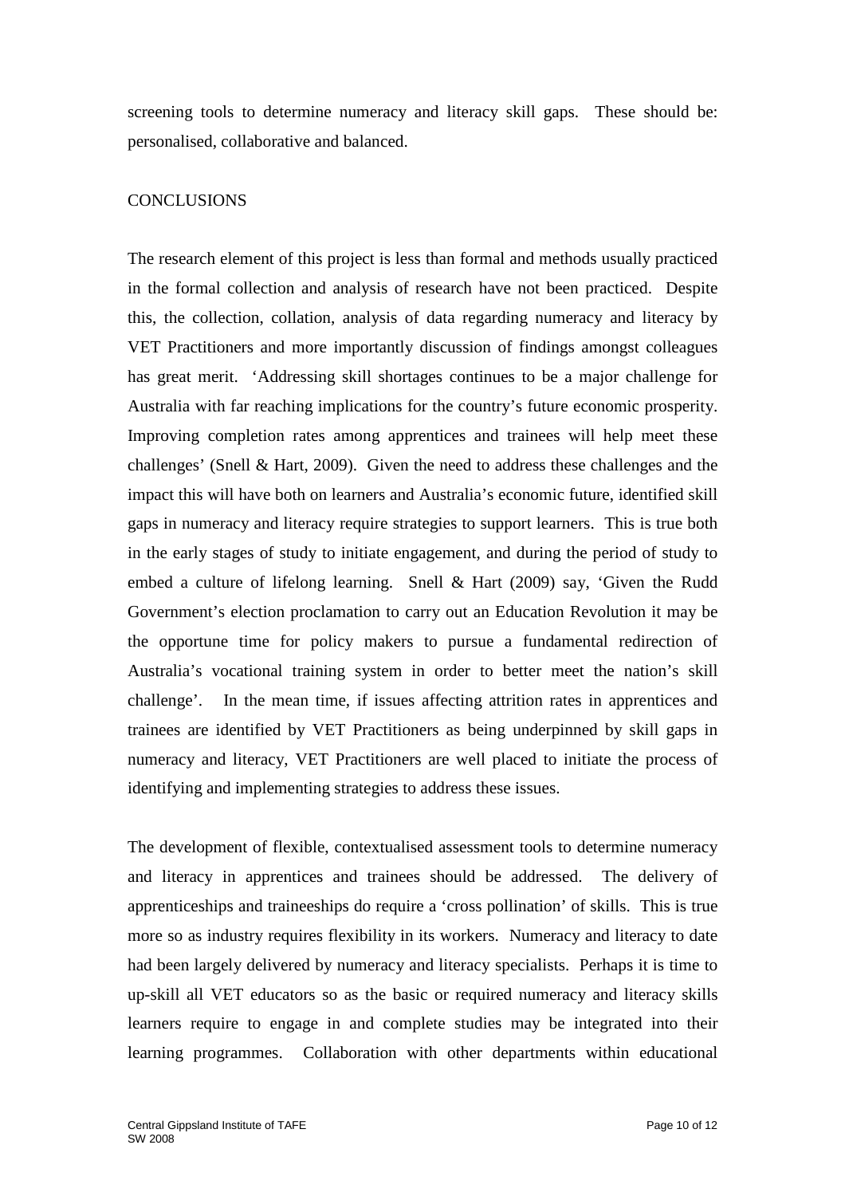screening tools to determine numeracy and literacy skill gaps. These should be: personalised, collaborative and balanced.

## CONCLUSIONS

The research element of this project is less than formal and methods usually practiced in the formal collection and analysis of research have not been practiced. Despite this, the collection, collation, analysis of data regarding numeracy and literacy by VET Practitioners and more importantly discussion of findings amongst colleagues has great merit. 'Addressing skill shortages continues to be a major challenge for Australia with far reaching implications for the country's future economic prosperity. Improving completion rates among apprentices and trainees will help meet these challenges' (Snell & Hart, 2009). Given the need to address these challenges and the impact this will have both on learners and Australia's economic future, identified skill gaps in numeracy and literacy require strategies to support learners. This is true both in the early stages of study to initiate engagement, and during the period of study to embed a culture of lifelong learning. Snell & Hart (2009) say, 'Given the Rudd Government's election proclamation to carry out an Education Revolution it may be the opportune time for policy makers to pursue a fundamental redirection of Australia's vocational training system in order to better meet the nation's skill challenge'. In the mean time, if issues affecting attrition rates in apprentices and trainees are identified by VET Practitioners as being underpinned by skill gaps in numeracy and literacy, VET Practitioners are well placed to initiate the process of identifying and implementing strategies to address these issues.

The development of flexible, contextualised assessment tools to determine numeracy and literacy in apprentices and trainees should be addressed. The delivery of apprenticeships and traineeships do require a 'cross pollination' of skills. This is true more so as industry requires flexibility in its workers. Numeracy and literacy to date had been largely delivered by numeracy and literacy specialists. Perhaps it is time to up-skill all VET educators so as the basic or required numeracy and literacy skills learners require to engage in and complete studies may be integrated into their learning programmes. Collaboration with other departments within educational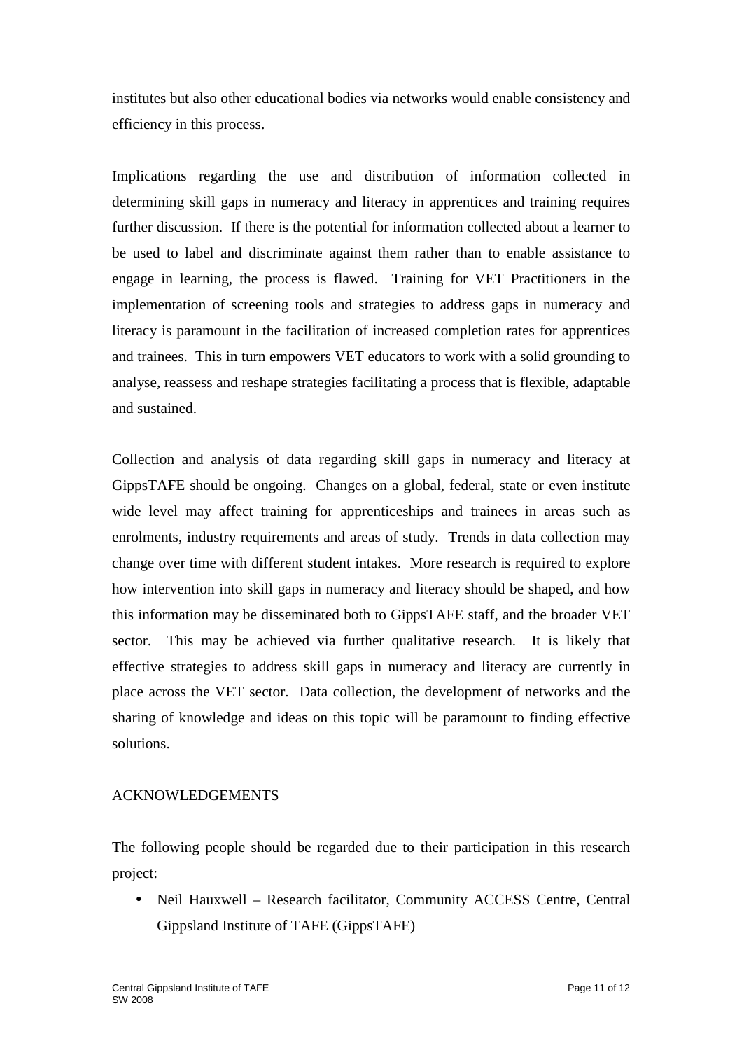institutes but also other educational bodies via networks would enable consistency and efficiency in this process.

Implications regarding the use and distribution of information collected in determining skill gaps in numeracy and literacy in apprentices and training requires further discussion. If there is the potential for information collected about a learner to be used to label and discriminate against them rather than to enable assistance to engage in learning, the process is flawed. Training for VET Practitioners in the implementation of screening tools and strategies to address gaps in numeracy and literacy is paramount in the facilitation of increased completion rates for apprentices and trainees. This in turn empowers VET educators to work with a solid grounding to analyse, reassess and reshape strategies facilitating a process that is flexible, adaptable and sustained.

Collection and analysis of data regarding skill gaps in numeracy and literacy at GippsTAFE should be ongoing. Changes on a global, federal, state or even institute wide level may affect training for apprenticeships and trainees in areas such as enrolments, industry requirements and areas of study. Trends in data collection may change over time with different student intakes. More research is required to explore how intervention into skill gaps in numeracy and literacy should be shaped, and how this information may be disseminated both to GippsTAFE staff, and the broader VET sector. This may be achieved via further qualitative research. It is likely that effective strategies to address skill gaps in numeracy and literacy are currently in place across the VET sector. Data collection, the development of networks and the sharing of knowledge and ideas on this topic will be paramount to finding effective solutions.

## ACKNOWLEDGEMENTS

The following people should be regarded due to their participation in this research project:

- Neil Hauxwell – Research facilitator, Community ACCESS Centre, Central Gippsland Institute of TAFE (GippsTAFE)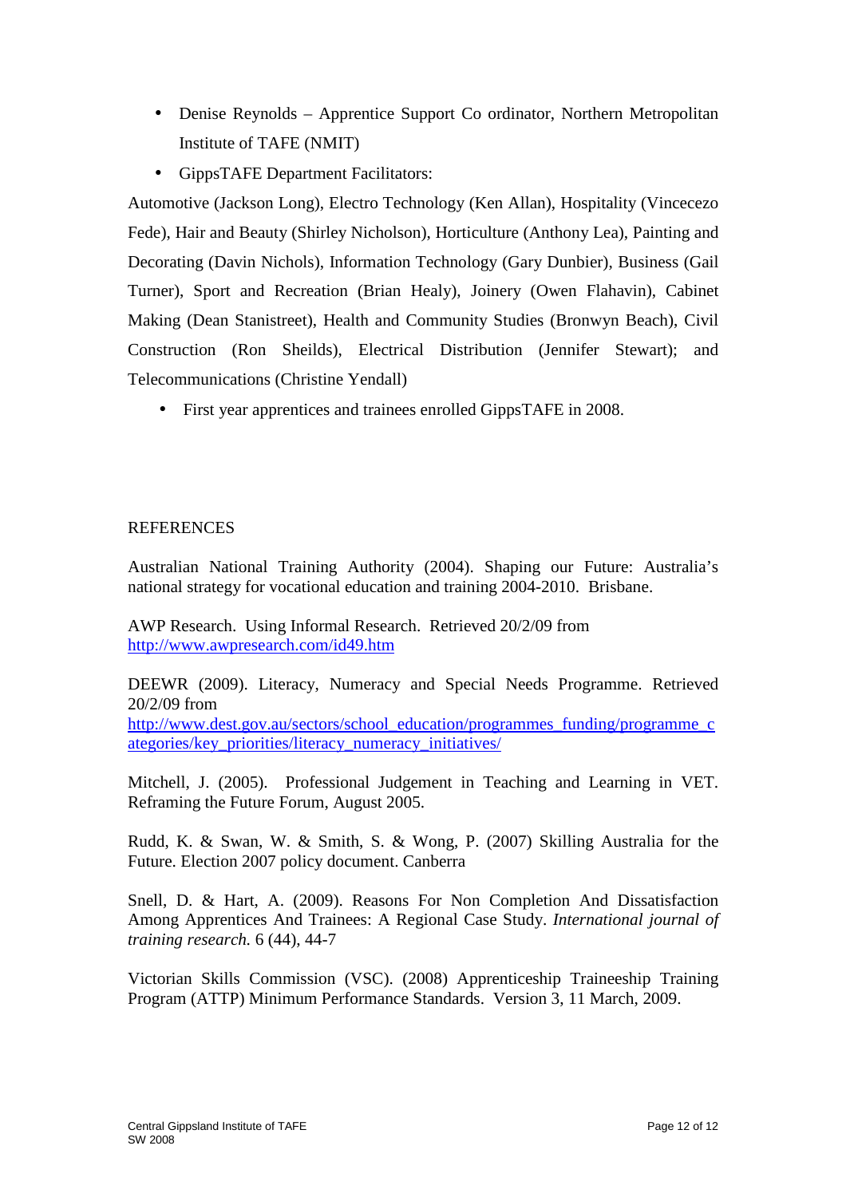- Denise Reynolds – Apprentice Support Co ordinator, Northern Metropolitan Institute of TAFE (NMIT)
- GippsTAFE Department Facilitators:

Automotive (Jackson Long), Electro Technology (Ken Allan), Hospitality (Vincecezo Fede), Hair and Beauty (Shirley Nicholson), Horticulture (Anthony Lea), Painting and Decorating (Davin Nichols), Information Technology (Gary Dunbier), Business (Gail Turner), Sport and Recreation (Brian Healy), Joinery (Owen Flahavin), Cabinet Making (Dean Stanistreet), Health and Community Studies (Bronwyn Beach), Civil Construction (Ron Sheilds), Electrical Distribution (Jennifer Stewart); and Telecommunications (Christine Yendall)

- First year apprentices and trainees enrolled GippsTAFE in 2008.

## REFERENCES

Australian National Training Authority (2004). Shaping our Future: Australia's national strategy for vocational education and training 2004-2010. Brisbane.

AWP Research. Using Informal Research. Retrieved 20/2/09 from http://www.awpresearch.com/id49.htm

DEEWR (2009). Literacy, Numeracy and Special Needs Programme. Retrieved 20/2/09 from http://www.dest.gov.au/sectors/school_education/programmes_funding/programme_categories/key_priorities/literacy_numeracy_initiatives/

Mitchell, J. (2005). Professional Judgement in Teaching and Learning in VET. Reframing the Future Forum, August 2005.

Rudd, K. & Swan, W. & Smith, S. & Wong, P. (2007) Skilling Australia for the Future. Election 2007 policy document. Canberra

Snell, D. & Hart, A. (2009). Reasons For Non Completion And Dissatisfaction Among Apprentices And Trainees: A Regional Case Study. *International journal of training research.* 6 (44), 44-7

Victorian Skills Commission (VSC). (2008) Apprenticeship Traineeship Training Program (ATTP) Minimum Performance Standards. Version 3, 11 March, 2009.